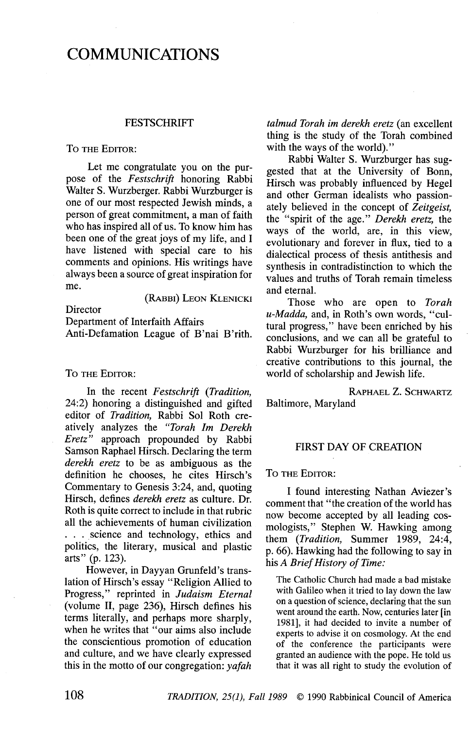# COMMUNICATIONS

## FESTSCHRIFT

To the Editor:

Let me congratulate you on the purpose of the *Festschrift* honoring Rabbi Walter S. Wurzberger. Rabbi Wurzburger is one of our most respected Jewish minds, a person of great commitment, a man of faith who has inspired all of us. To know him has been one of the great joys of my life, and I have listened with special care to his comments and opinions. His writings have always been a source of great inspiration for me.

(Rabbi) Leon Klenicki
Director
Department of Interfaith Affairs
Anti-Defamation League of B'nai B'rith.

To the Editor:

In the recent *Festschrift* (*Tradition,* 24:2) honoring a distinguished and gifted editor of *Tradition,* Rabbi Sol Roth creatively analyzes the *"Torah Im Derekh Eretz"* approach propounded by Rabbi Samson Raphael Hirsch. Declaring the term *derekh eretz* to be as ambiguous as the definition he chooses, he cites Hirsch's Commentary to Genesis 3:24, and, quoting Hirsch, defines *derekh eretz* as culture. Dr. Roth is quite correct to include in that rubric all the achievements of human civilization . . . science and technology, ethics and politics, the literary, musical and plastic arts" (p. 123).

However, in Dayyan Grunfeld's translation of Hirsch's essay "Religion Allied to Progress," reprinted in *Judaism Eternal* (volume II, page 236), Hirsch defines his terms literally, and perhaps more sharply, when he writes that "our aims also include the conscientious promotion of education and culture, and we have clearly expressed this in the motto of our congregation: *yafah talmud Torah im derekh eretz* (an excellent thing is the study of the Torah combined with the ways of the world)."

Rabbi Walter S. Wurzburger has suggested that at the University of Bonn, Hirsch was probably influenced by Hegel and other German idealists who passionately believed in the concept of *Zeitgeist,* the "spirit of the age." *Derekh eretz,* the ways of the world, are, in this view, evolutionary and forever in flux, tied to a dialectical process of thesis antithesis and synthesis in contradistinction to which the values and truths of Torah remain timeless and eternal.

Those who are open to *Torah u-Madda,* and, in Roth's own words, "cultural progress," have been enriched by his conclusions, and we can all be grateful to Rabbi Wurzburger for his brilliance and creative contributions to this journal, the world of scholarship and Jewish life.

Raphael Z. Schwartz
Baltimore, Maryland

## FIRST DAY OF CREATION

To the Editor:

I found interesting Nathan Aviezer's comment that "the creation of the world has now become accepted by all leading cosmologists," Stephen W. Hawking among them (*Tradition,* Summer 1989, 24:4, p. 66). Hawking had the following to say in his *A Brief History of Time:*

> The Catholic Church had made a bad mistake with Galileo when it tried to lay down the law on a question of science, declaring that the sun went around the earth. Now, centuries later [in 1981], it had decided to invite a number of experts to advise it on cosmology. At the end of the conference the participants were granted an audience with the pope. He told us that it was all right to study the evolution of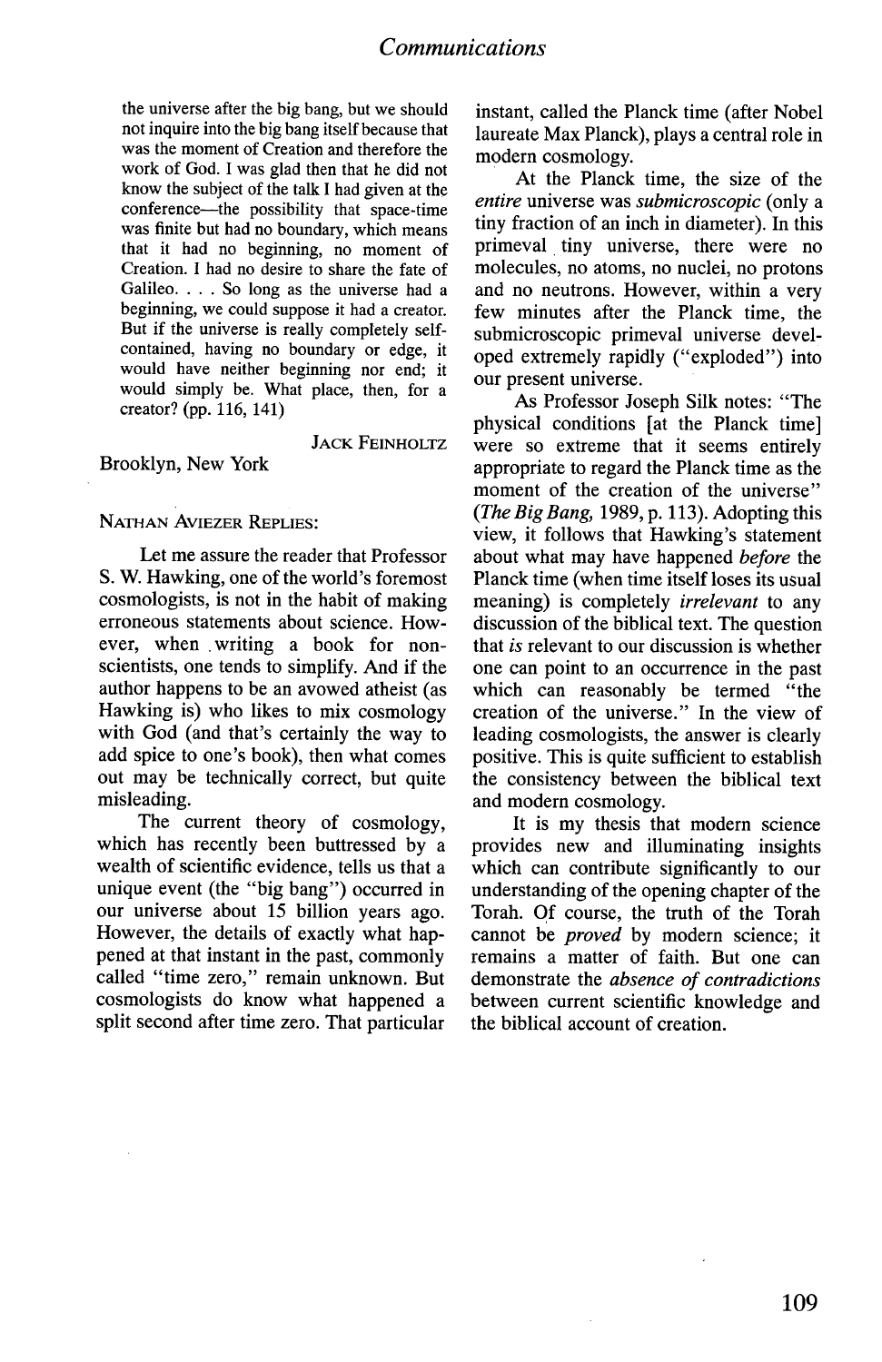the universe after the big bang, but we should not inquire into the big bang itself because that was the moment of Creation and therefore the work of God. I was glad then that he did not know the subject of the talk I had given at the conference—the possibility that space-time was finite but had no boundary, which means that it had no beginning, no moment of Creation. I had no desire to share the fate of Galileo. . . . So long as the universe had a beginning, we could suppose it had a creator. But if the universe is really completely self-contained, having no boundary or edge, it would have neither beginning nor end; it would simply be. What place, then, for a creator? (pp. 116, 141)

JACK FEINHOLTZ

Brooklyn, New York

NATHAN AVIEZER REPLIES:

Let me assure the reader that Professor S. W. Hawking, one of the world's foremost cosmologists, is not in the habit of making erroneous statements about science. However, when writing a book for non-scientists, one tends to simplify. And if the author happens to be an avowed atheist (as Hawking is) who likes to mix cosmology with God (and that's certainly the way to add spice to one's book), then what comes out may be technically correct, but quite misleading.

The current theory of cosmology, which has recently been buttressed by a wealth of scientific evidence, tells us that a unique event (the "big bang") occurred in our universe about 15 billion years ago. However, the details of exactly what happened at that instant in the past, commonly called "time zero," remain unknown. But cosmologists do know what happened a split second after time zero. That particular instant, called the Planck time (after Nobel laureate Max Planck), plays a central role in modern cosmology.

At the Planck time, the size of the *entire* universe was *submicroscopic* (only a tiny fraction of an inch in diameter). In this primeval tiny universe, there were no molecules, no atoms, no nuclei, no protons and no neutrons. However, within a very few minutes after the Planck time, the submicroscopic primeval universe developed extremely rapidly ("exploded") into our present universe.

As Professor Joseph Silk notes: "The physical conditions [at the Planck time] were so extreme that it seems entirely appropriate to regard the Planck time as the moment of the creation of the universe" (*The Big Bang,* 1989, p. 113). Adopting this view, it follows that Hawking's statement about what may have happened *before* the Planck time (when time itself loses its usual meaning) is completely *irrelevant* to any discussion of the biblical text. The question that *is* relevant to our discussion is whether one can point to an occurrence in the past which can reasonably be termed "the creation of the universe." In the view of leading cosmologists, the answer is clearly positive. This is quite sufficient to establish the consistency between the biblical text and modern cosmology.

It is my thesis that modern science provides new and illuminating insights which can contribute significantly to our understanding of the opening chapter of the Torah. Of course, the truth of the Torah cannot be *proved* by modern science; it remains a matter of faith. But one can demonstrate the *absence of contradictions* between current scientific knowledge and the biblical account of creation.